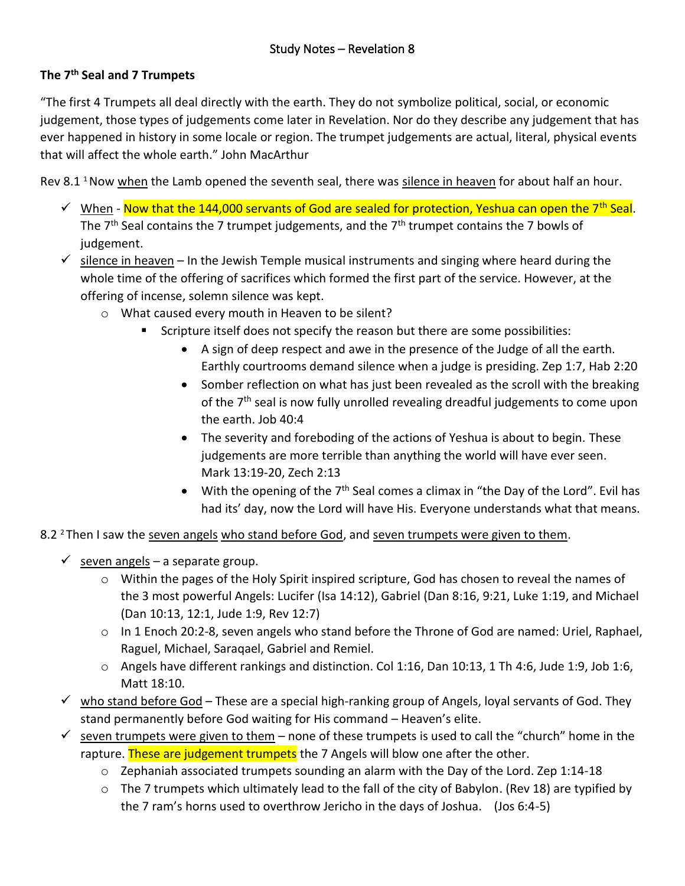Study Notes – Revelation 8

**The 7th Seal and 7 Trumpets**

"The first 4 Trumpets all deal directly with the earth. They do not symbolize political, social, or economic judgement, those types of judgements come later in Revelation. Nor do they describe any judgement that has ever happened in history in some locale or region. The trumpet judgements are actual, literal, physical events that will affect the whole earth." John MacArthur

Rev 8.1 [1] Now when the Lamb opened the seventh seal, there was silence in heaven for about half an hour.

- ✓ When - Now that the 144,000 servants of God are sealed for protection, Yeshua can open the 7th Seal. The 7th Seal contains the 7 trumpet judgements, and the 7th trumpet contains the 7 bowls of judgement.
- ✓ silence in heaven – In the Jewish Temple musical instruments and singing where heard during the whole time of the offering of sacrifices which formed the first part of the service. However, at the offering of incense, solemn silence was kept.
  - What caused every mouth in Heaven to be silent?
    - Scripture itself does not specify the reason but there are some possibilities:
      - A sign of deep respect and awe in the presence of the Judge of all the earth. Earthly courtrooms demand silence when a judge is presiding. Zep 1:7, Hab 2:20
      - Somber reflection on what has just been revealed as the scroll with the breaking of the 7th seal is now fully unrolled revealing dreadful judgements to come upon the earth. Job 40:4
      - The severity and foreboding of the actions of Yeshua is about to begin. These judgements are more terrible than anything the world will have ever seen. Mark 13:19-20, Zech 2:13
      - With the opening of the 7th Seal comes a climax in "the Day of the Lord". Evil has had its' day, now the Lord will have His. Everyone understands what that means.

8.2 [2] Then I saw the seven angels who stand before God, and seven trumpets were given to them.

- ✓ seven angels – a separate group.
  - Within the pages of the Holy Spirit inspired scripture, God has chosen to reveal the names of the 3 most powerful Angels: Lucifer (Isa 14:12), Gabriel (Dan 8:16, 9:21, Luke 1:19, and Michael (Dan 10:13, 12:1, Jude 1:9, Rev 12:7)
  - In 1 Enoch 20:2-8, seven angels who stand before the Throne of God are named: Uriel, Raphael, Raguel, Michael, Saraqael, Gabriel and Remiel.
  - Angels have different rankings and distinction. Col 1:16, Dan 10:13, 1 Th 4:6, Jude 1:9, Job 1:6, Matt 18:10.
- ✓ who stand before God – These are a special high-ranking group of Angels, loyal servants of God. They stand permanently before God waiting for His command – Heaven's elite.
- ✓ seven trumpets were given to them – none of these trumpets is used to call the "church" home in the rapture. These are judgement trumpets the 7 Angels will blow one after the other.
  - Zephaniah associated trumpets sounding an alarm with the Day of the Lord. Zep 1:14-18
  - The 7 trumpets which ultimately lead to the fall of the city of Babylon. (Rev 18) are typified by the 7 ram's horns used to overthrow Jericho in the days of Joshua. (Jos 6:4-5)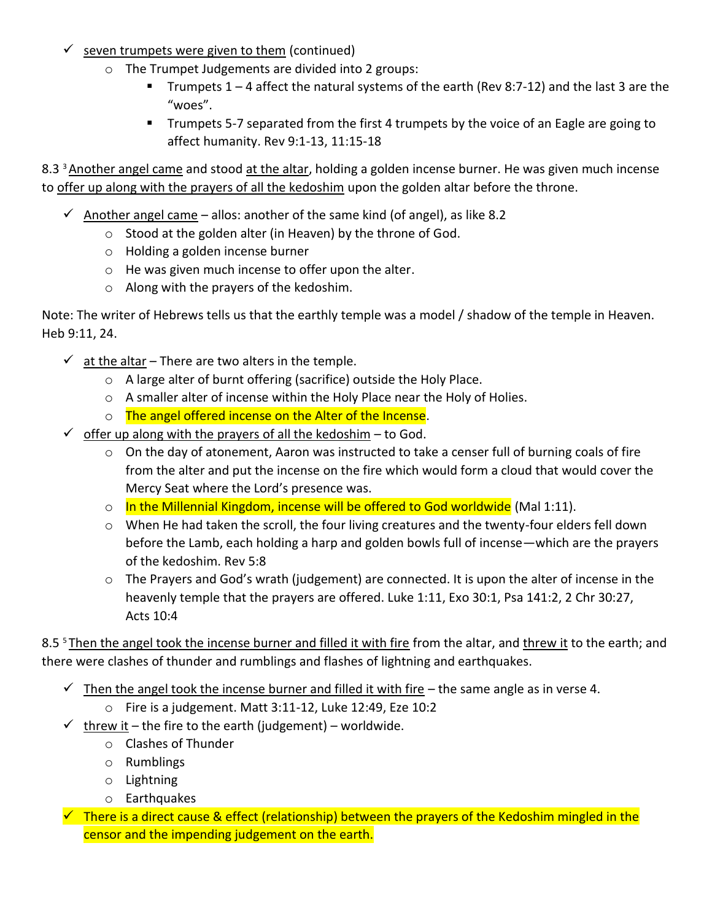- ✓ <u>seven trumpets were given to them</u> (continued)
  - o The Trumpet Judgements are divided into 2 groups:
    - ▪ Trumpets 1 – 4 affect the natural systems of the earth (Rev 8:7-12) and the last 3 are the "woes".
    - ▪ Trumpets 5-7 separated from the first 4 trumpets by the voice of an Eagle are going to affect humanity. Rev 9:1-13, 11:15-18

8.3 [3] <u>Another angel came</u> and stood <u>at the altar</u>, holding a golden incense burner. He was given much incense to <u>offer up along with the prayers of all the kedoshim</u> upon the golden altar before the throne.

- ✓ <u>Another angel came</u> – allos: another of the same kind (of angel), as like 8.2
  - o Stood at the golden alter (in Heaven) by the throne of God.
  - o Holding a golden incense burner
  - o He was given much incense to offer upon the alter.
  - o Along with the prayers of the kedoshim.

Note: The writer of Hebrews tells us that the earthly temple was a model / shadow of the temple in Heaven. Heb 9:11, 24.

- ✓ <u>at the altar</u> – There are two alters in the temple.
  - o A large alter of burnt offering (sacrifice) outside the Holy Place.
  - o A smaller alter of incense within the Holy Place near the Holy of Holies.
  - o The angel offered incense on the Alter of the Incense.
- ✓ <u>offer up along with the prayers of all the kedoshim</u> – to God.
  - o On the day of atonement, Aaron was instructed to take a censer full of burning coals of fire from the alter and put the incense on the fire which would form a cloud that would cover the Mercy Seat where the Lord's presence was.
  - o In the Millennial Kingdom, incense will be offered to God worldwide (Mal 1:11).
  - o When He had taken the scroll, the four living creatures and the twenty-four elders fell down before the Lamb, each holding a harp and golden bowls full of incense—which are the prayers of the kedoshim. Rev 5:8
  - o The Prayers and God's wrath (judgement) are connected. It is upon the alter of incense in the heavenly temple that the prayers are offered. Luke 1:11, Exo 30:1, Psa 141:2, 2 Chr 30:27, Acts 10:4

8.5 [5] <u>Then the angel took the incense burner and filled it with fire</u> from the altar, and <u>threw it</u> to the earth; and there were clashes of thunder and rumblings and flashes of lightning and earthquakes.

- ✓ <u>Then the angel took the incense burner and filled it with fire</u> – the same angle as in verse 4.
  - o Fire is a judgement. Matt 3:11-12, Luke 12:49, Eze 10:2
- ✓ <u>threw it</u> – the fire to the earth (judgement) – worldwide.
  - o Clashes of Thunder
  - o Rumblings
  - o Lightning
  - o Earthquakes
- ✓ There is a direct cause & effect (relationship) between the prayers of the Kedoshim mingled in the censor and the impending judgement on the earth.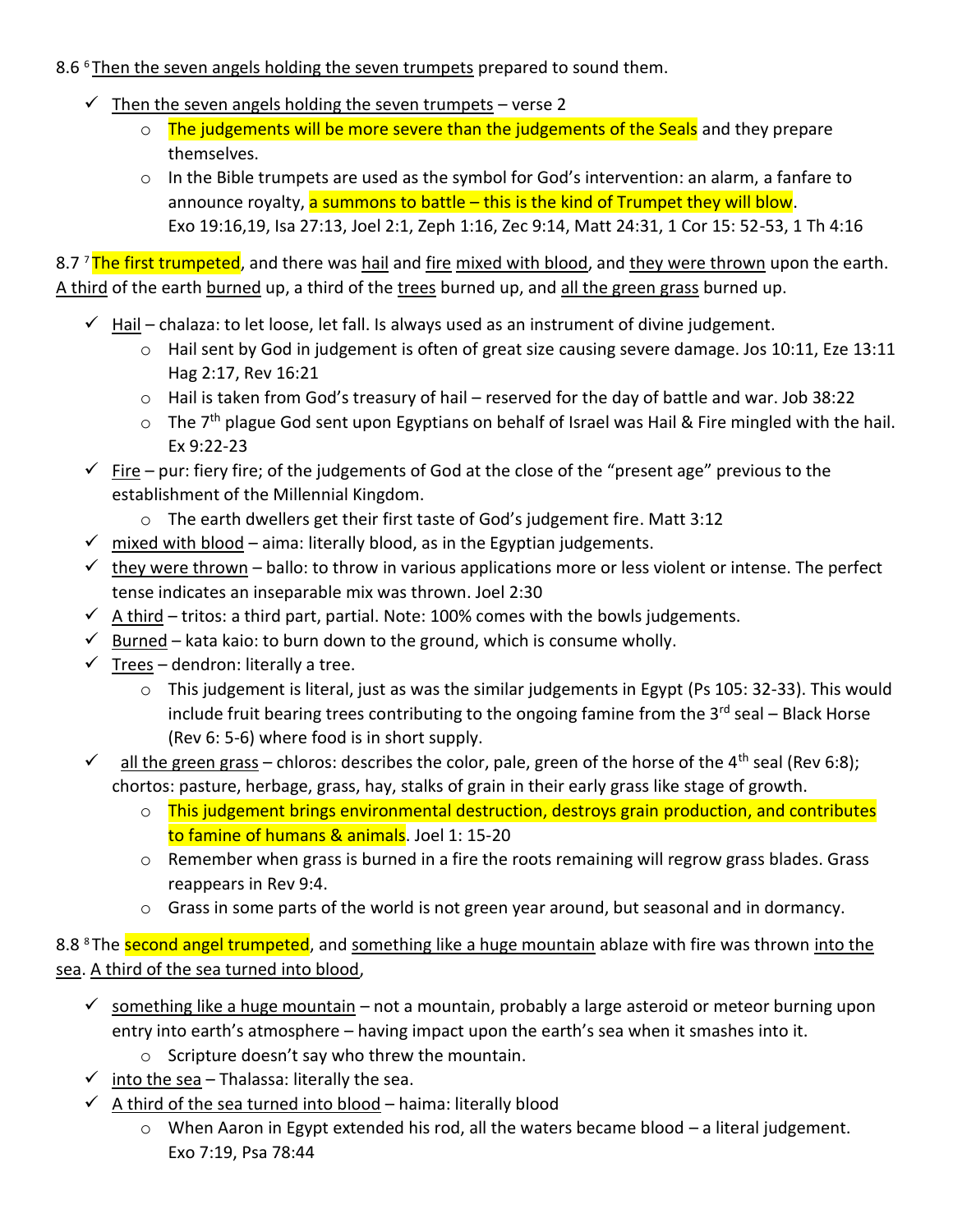8.6 [6] Then the seven angels holding the seven trumpets prepared to sound them.

- ✓ Then the seven angels holding the seven trumpets – verse 2
  - The judgements will be more severe than the judgements of the Seals and they prepare themselves.
  - In the Bible trumpets are used as the symbol for God's intervention: an alarm, a fanfare to announce royalty, a summons to battle – this is the kind of Trumpet they will blow. Exo 19:16,19, Isa 27:13, Joel 2:1, Zeph 1:16, Zec 9:14, Matt 24:31, 1 Cor 15: 52-53, 1 Th 4:16

8.7 [7] The first trumpeted, and there was hail and fire mixed with blood, and they were thrown upon the earth. A third of the earth burned up, a third of the trees burned up, and all the green grass burned up.

- ✓ Hail – chalaza: to let loose, let fall. Is always used as an instrument of divine judgement.
  - Hail sent by God in judgement is often of great size causing severe damage. Jos 10:11, Eze 13:11 Hag 2:17, Rev 16:21
  - Hail is taken from God's treasury of hail – reserved for the day of battle and war. Job 38:22
  - The 7th plague God sent upon Egyptians on behalf of Israel was Hail & Fire mingled with the hail. Ex 9:22-23
- ✓ Fire – pur: fiery fire; of the judgements of God at the close of the "present age" previous to the establishment of the Millennial Kingdom.
  - The earth dwellers get their first taste of God's judgement fire. Matt 3:12
- ✓ mixed with blood – aima: literally blood, as in the Egyptian judgements.
- ✓ they were thrown – ballo: to throw in various applications more or less violent or intense. The perfect tense indicates an inseparable mix was thrown. Joel 2:30
- ✓ A third – tritos: a third part, partial. Note: 100% comes with the bowls judgements.
- ✓ Burned – kata kaio: to burn down to the ground, which is consume wholly.
- ✓ Trees – dendron: literally a tree.
  - This judgement is literal, just as was the similar judgements in Egypt (Ps 105: 32-33). This would include fruit bearing trees contributing to the ongoing famine from the 3rd seal – Black Horse (Rev 6: 5-6) where food is in short supply.
- ✓ all the green grass – chloros: describes the color, pale, green of the horse of the 4th seal (Rev 6:8); chortos: pasture, herbage, grass, hay, stalks of grain in their early grass like stage of growth.
  - This judgement brings environmental destruction, destroys grain production, and contributes to famine of humans & animals. Joel 1: 15-20
  - Remember when grass is burned in a fire the roots remaining will regrow grass blades. Grass reappears in Rev 9:4.
  - Grass in some parts of the world is not green year around, but seasonal and in dormancy.

8.8 [8] The second angel trumpeted, and something like a huge mountain ablaze with fire was thrown into the sea. A third of the sea turned into blood,

- ✓ something like a huge mountain – not a mountain, probably a large asteroid or meteor burning upon entry into earth's atmosphere – having impact upon the earth's sea when it smashes into it.
  - Scripture doesn't say who threw the mountain.
- ✓ into the sea – Thalassa: literally the sea.
- ✓ A third of the sea turned into blood – haima: literally blood
  - When Aaron in Egypt extended his rod, all the waters became blood – a literal judgement. Exo 7:19, Psa 78:44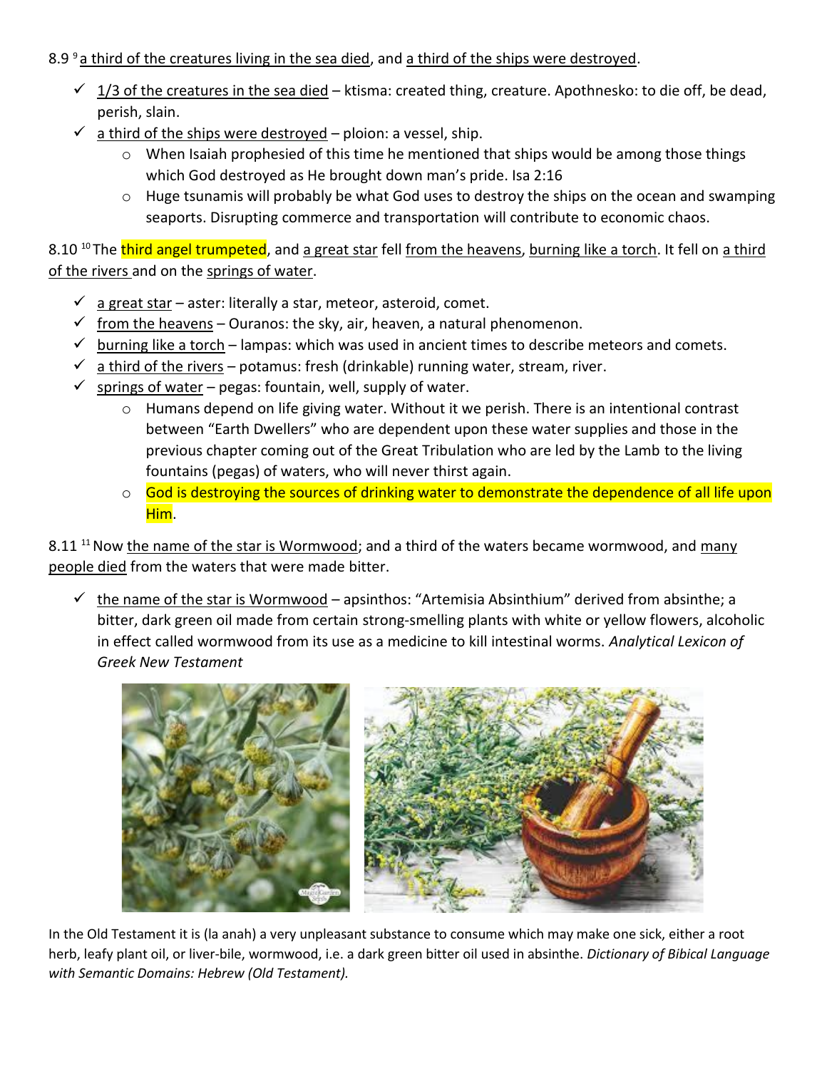8.9 [9] a third of the creatures living in the sea died, and a third of the ships were destroyed.

- ✓ 1/3 of the creatures in the sea died – ktisma: created thing, creature. Apothnesko: to die off, be dead, perish, slain.
- ✓ a third of the ships were destroyed – ploion: a vessel, ship.
  - When Isaiah prophesied of this time he mentioned that ships would be among those things which God destroyed as He brought down man's pride. Isa 2:16
  - Huge tsunamis will probably be what God uses to destroy the ships on the ocean and swamping seaports. Disrupting commerce and transportation will contribute to economic chaos.

8.10 [10] The third angel trumpeted, and a great star fell from the heavens, burning like a torch. It fell on a third of the rivers and on the springs of water.

- ✓ a great star – aster: literally a star, meteor, asteroid, comet.
- ✓ from the heavens – Ouranos: the sky, air, heaven, a natural phenomenon.
- ✓ burning like a torch – lampas: which was used in ancient times to describe meteors and comets.
- ✓ a third of the rivers – potamus: fresh (drinkable) running water, stream, river.
- ✓ springs of water – pegas: fountain, well, supply of water.
  - Humans depend on life giving water. Without it we perish. There is an intentional contrast between "Earth Dwellers" who are dependent upon these water supplies and those in the previous chapter coming out of the Great Tribulation who are led by the Lamb to the living fountains (pegas) of waters, who will never thirst again.
  - God is destroying the sources of drinking water to demonstrate the dependence of all life upon Him.

8.11 [11] Now the name of the star is Wormwood; and a third of the waters became wormwood, and many people died from the waters that were made bitter.

- ✓ the name of the star is Wormwood – apsinthos: "Artemisia Absinthium" derived from absinthe; a bitter, dark green oil made from certain strong-smelling plants with white or yellow flowers, alcoholic in effect called wormwood from its use as a medicine to kill intestinal worms. *Analytical Lexicon of Greek New Testament*

In the Old Testament it is (la anah) a very unpleasant substance to consume which may make one sick, either a root herb, leafy plant oil, or liver-bile, wormwood, i.e. a dark green bitter oil used in absinthe. *Dictionary of Bibical Language with Semantic Domains: Hebrew (Old Testament).*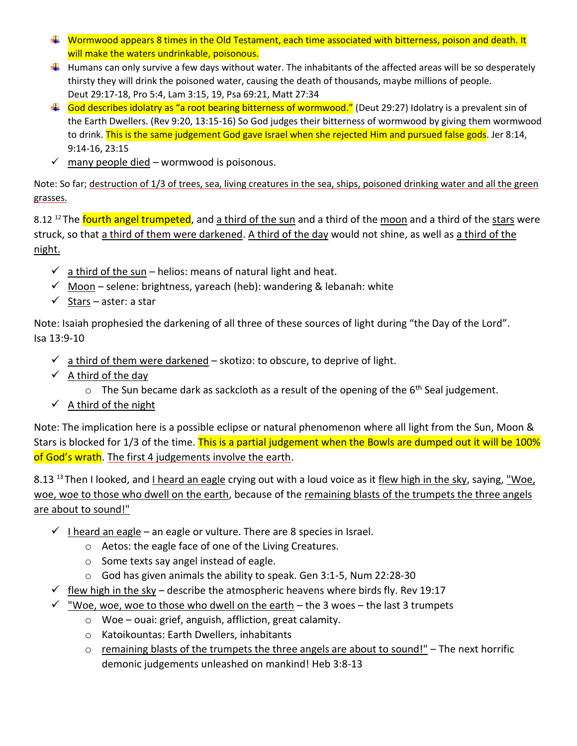- Wormwood appears 8 times in the Old Testament, each time associated with bitterness, poison and death. It will make the waters undrinkable, poisonous.
- Humans can only survive a few days without water. The inhabitants of the affected areas will be so desperately thirsty they will drink the poisoned water, causing the death of thousands, maybe millions of people. Deut 29:17-18, Pro 5:4, Lam 3:15, 19, Psa 69:21, Matt 27:34
- God describes idolatry as "a root bearing bitterness of wormwood." (Deut 29:27) Idolatry is a prevalent sin of the Earth Dwellers. (Rev 9:20, 13:15-16) So God judges their bitterness of wormwood by giving them wormwood to drink. This is the same judgement God gave Israel when she rejected Him and pursued false gods. Jer 8:14, 9:14-16, 23:15
- ✓ many people died – wormwood is poisonous.

Note: So far; destruction of 1/3 of trees, sea, living creatures in the sea, ships, poisoned drinking water and all the green grasses.

8.12 [12] The fourth angel trumpeted, and a third of the sun and a third of the moon and a third of the stars were struck, so that a third of them were darkened. A third of the day would not shine, as well as a third of the night.

- ✓ a third of the sun – helios: means of natural light and heat.
- ✓ Moon – selene: brightness, yareach (heb): wandering & lebanah: white
- ✓ Stars – aster: a star

Note: Isaiah prophesied the darkening of all three of these sources of light during "the Day of the Lord". Isa 13:9-10

- ✓ a third of them were darkened – skotizo: to obscure, to deprive of light.
- ✓ A third of the day
  - The Sun became dark as sackcloth as a result of the opening of the 6th Seal judgement.
- ✓ A third of the night

Note: The implication here is a possible eclipse or natural phenomenon where all light from the Sun, Moon & Stars is blocked for 1/3 of the time. This is a partial judgement when the Bowls are dumped out it will be 100% of God's wrath. The first 4 judgements involve the earth.

8.13 [13] Then I looked, and I heard an eagle crying out with a loud voice as it flew high in the sky, saying, "Woe, woe, woe to those who dwell on the earth, because of the remaining blasts of the trumpets the three angels are about to sound!"

- ✓ I heard an eagle – an eagle or vulture. There are 8 species in Israel.
  - Aetos: the eagle face of one of the Living Creatures.
  - Some texts say angel instead of eagle.
  - God has given animals the ability to speak. Gen 3:1-5, Num 22:28-30
- ✓ flew high in the sky – describe the atmospheric heavens where birds fly. Rev 19:17
- ✓ "Woe, woe, woe to those who dwell on the earth – the 3 woes – the last 3 trumpets
  - Woe – ouai: grief, anguish, affliction, great calamity.
  - Katoikountas: Earth Dwellers, inhabitants
  - remaining blasts of the trumpets the three angels are about to sound!" – The next horrific demonic judgements unleashed on mankind! Heb 3:8-13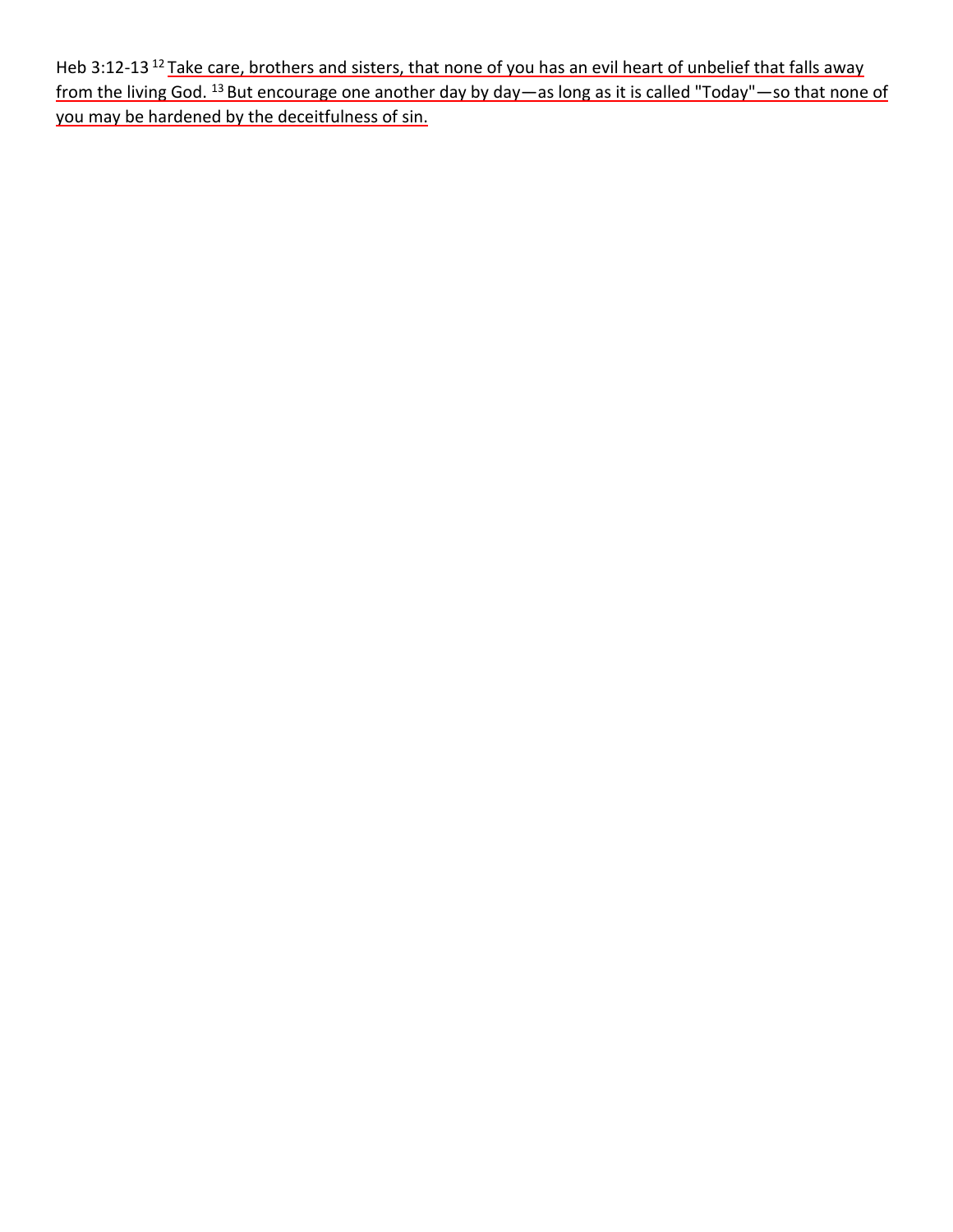Heb 3:12-13 [12] Take care, brothers and sisters, that none of you has an evil heart of unbelief that falls away from the living God. [13] But encourage one another day by day—as long as it is called "Today"—so that none of you may be hardened by the deceitfulness of sin.